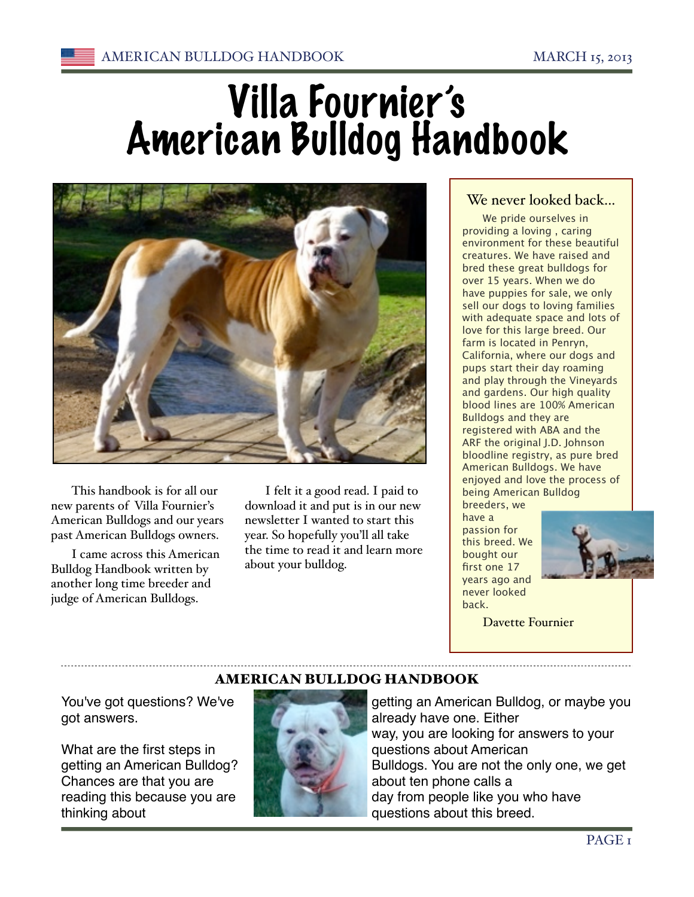# Villa Fournier's American Bulldog Handbook

This handbook is for all our new parents of Villa Fournier's American Bulldogs and our years past American Bulldogs owners.

I came across this American Bulldog Handbook written by another long time breeder and judge of American Bulldogs.

I felt it a good read. I paid to download it and put is in our new newsletter I wanted to start this year. So hopefully you'll all take the time to read it and learn more about your bulldog.

### We never looked back...

We pride ourselves in providing a loving , caring environment for these beautiful creatures. We have raised and bred these great bulldogs for over 15 years. When we do have puppies for sale, we only sell our dogs to loving families with adequate space and lots of love for this large breed. Our farm is located in Penryn, California, where our dogs and pups start their day roaming and play through the Vineyards and gardens. Our high quality blood lines are 100% American Bulldogs and they are registered with ABA and the ARF the original J.D. Johnson bloodline registry, as pure bred American Bulldogs. We have enjoyed and love the process of being American Bulldog breeders, we have a passion for this breed. We bought our first one 17 years ago and never looked back.

Davette Fournier

---

## AMERICAN BULLDOG HANDBOOK

You've got questions? We've got answers.

What are the first steps in getting an American Bulldog? Chances are that you are reading this because you are thinking about getting an American Bulldog, or maybe you already have one. Either way, you are looking for answers to your questions about American Bulldogs. You are not the only one, we get about ten phone calls a day from people like you who have questions about this breed.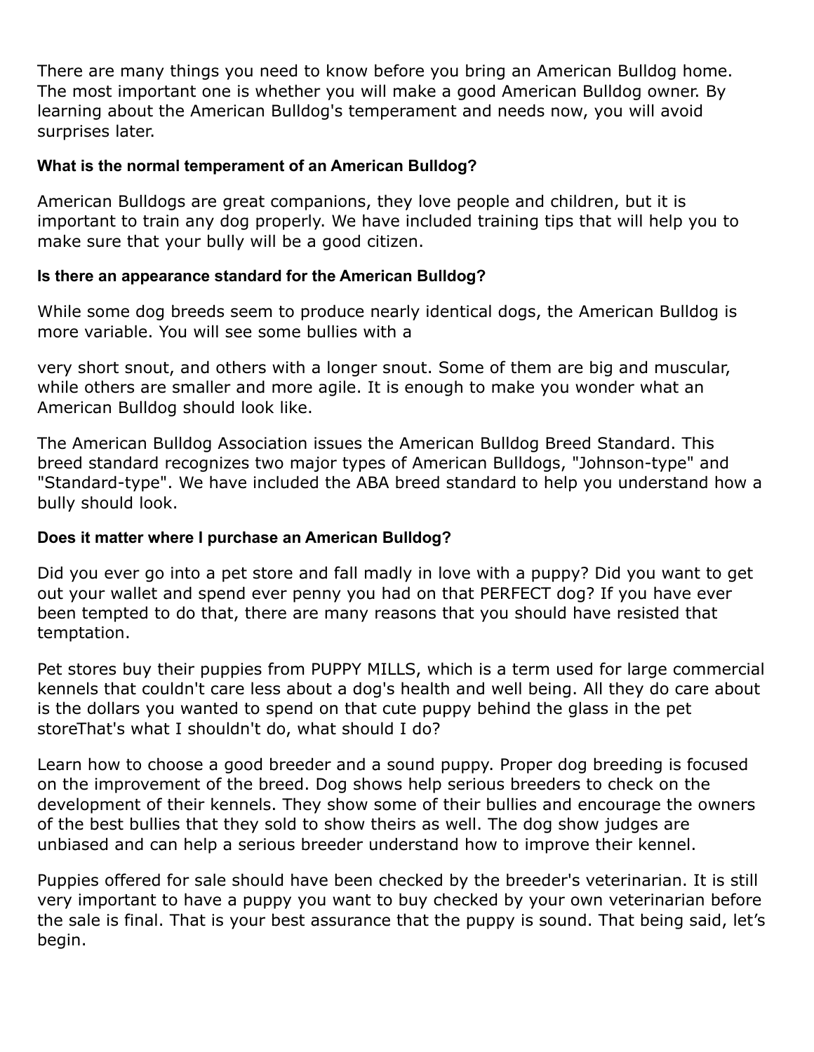There are many things you need to know before you bring an American Bulldog home. The most important one is whether you will make a good American Bulldog owner. By learning about the American Bulldog's temperament and needs now, you will avoid surprises later.

**What is the normal temperament of an American Bulldog?**

American Bulldogs are great companions, they love people and children, but it is important to train any dog properly. We have included training tips that will help you to make sure that your bully will be a good citizen.

**Is there an appearance standard for the American Bulldog?**

While some dog breeds seem to produce nearly identical dogs, the American Bulldog is more variable. You will see some bullies with a very short snout, and others with a longer snout. Some of them are big and muscular, while others are smaller and more agile. It is enough to make you wonder what an American Bulldog should look like.

The American Bulldog Association issues the American Bulldog Breed Standard. This breed standard recognizes two major types of American Bulldogs, "Johnson-type" and "Standard-type". We have included the ABA breed standard to help you understand how a bully should look.

**Does it matter where I purchase an American Bulldog?**

Did you ever go into a pet store and fall madly in love with a puppy? Did you want to get out your wallet and spend ever penny you had on that PERFECT dog? If you have ever been tempted to do that, there are many reasons that you should have resisted that temptation.

Pet stores buy their puppies from PUPPY MILLS, which is a term used for large commercial kennels that couldn't care less about a dog's health and well being. All they do care about is the dollars you wanted to spend on that cute puppy behind the glass in the pet storeThat's what I shouldn't do, what should I do?

Learn how to choose a good breeder and a sound puppy. Proper dog breeding is focused on the improvement of the breed. Dog shows help serious breeders to check on the development of their kennels. They show some of their bullies and encourage the owners of the best bullies that they sold to show theirs as well. The dog show judges are unbiased and can help a serious breeder understand how to improve their kennel.

Puppies offered for sale should have been checked by the breeder's veterinarian. It is still very important to have a puppy you want to buy checked by your own veterinarian before the sale is final. That is your best assurance that the puppy is sound. That being said, let’s begin.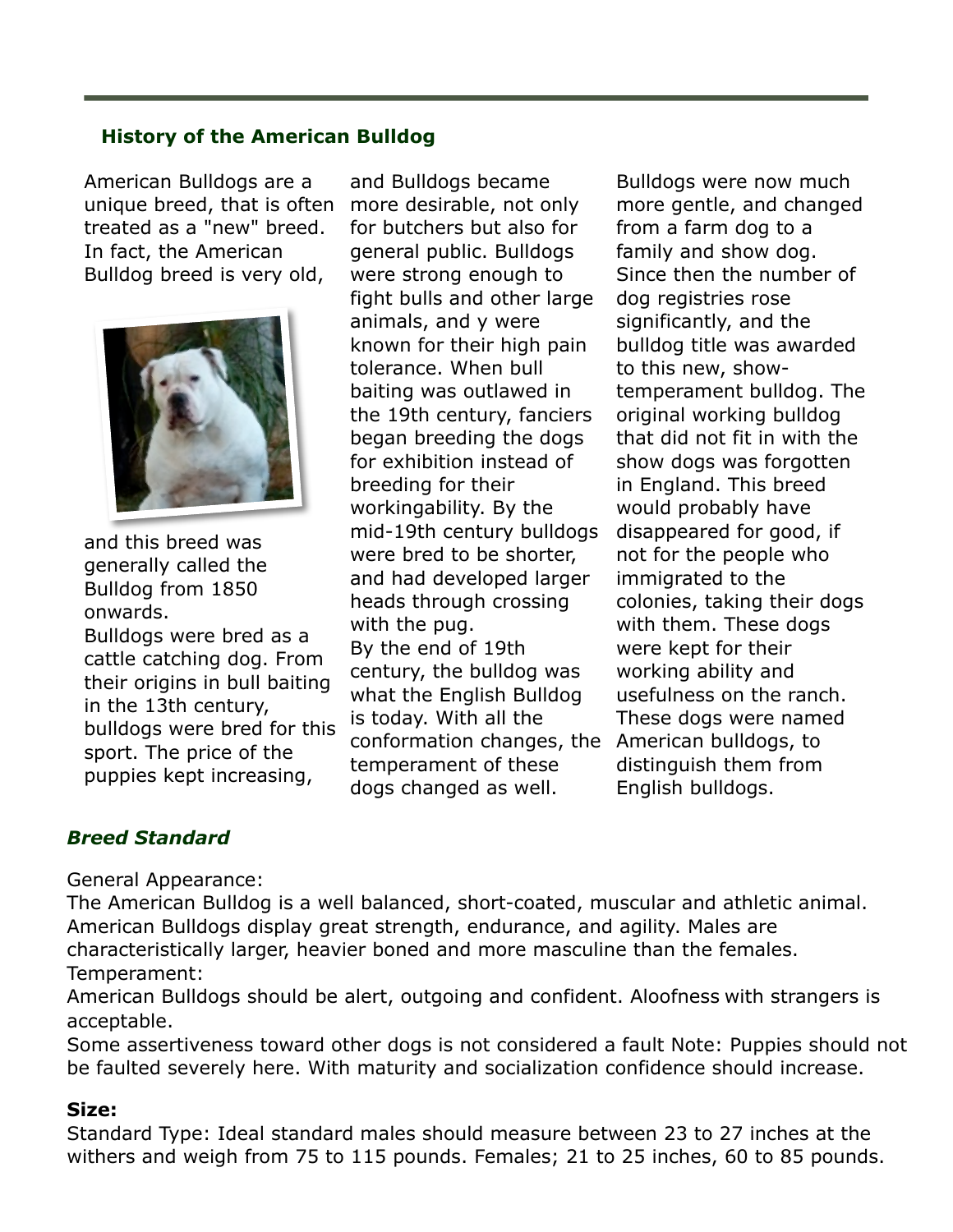## History of the American Bulldog

American Bulldogs are a unique breed, that is often treated as a "new" breed. In fact, the American Bulldog breed is very old, and this breed was generally called the Bulldog from 1850 onwards.

Bulldogs were bred as a cattle catching dog. From their origins in bull baiting in the 13th century, bulldogs were bred for this sport. The price of the puppies kept increasing, and Bulldogs became more desirable, not only for butchers but also for general public. Bulldogs were strong enough to fight bulls and other large animals, and y were known for their high pain tolerance. When bull baiting was outlawed in the 19th century, fanciers began breeding the dogs for exhibition instead of breeding for their workingability. By the mid-19th century bulldogs were bred to be shorter, and had developed larger heads through crossing with the pug.

By the end of 19th century, the bulldog was what the English Bulldog is today. With all the conformation changes, the temperament of these dogs changed as well. Bulldogs were now much more gentle, and changed from a farm dog to a family and show dog. Since then the number of dog registries rose significantly, and the bulldog title was awarded to this new, show-temperament bulldog. The original working bulldog that did not fit in with the show dogs was forgotten in England. This breed would probably have disappeared for good, if not for the people who immigrated to the colonies, taking their dogs with them. These dogs were kept for their working ability and usefulness on the ranch. These dogs were named American bulldogs, to distinguish them from English bulldogs.

### *Breed Standard*

General Appearance:

The American Bulldog is a well balanced, short-coated, muscular and athletic animal. American Bulldogs display great strength, endurance, and agility. Males are characteristically larger, heavier boned and more masculine than the females.

Temperament:

American Bulldogs should be alert, outgoing and confident. Aloofness with strangers is acceptable.

Some assertiveness toward other dogs is not considered a fault Note: Puppies should not be faulted severely here. With maturity and socialization confidence should increase.

**Size:**

Standard Type: Ideal standard males should measure between 23 to 27 inches at the withers and weigh from 75 to 115 pounds. Females; 21 to 25 inches, 60 to 85 pounds.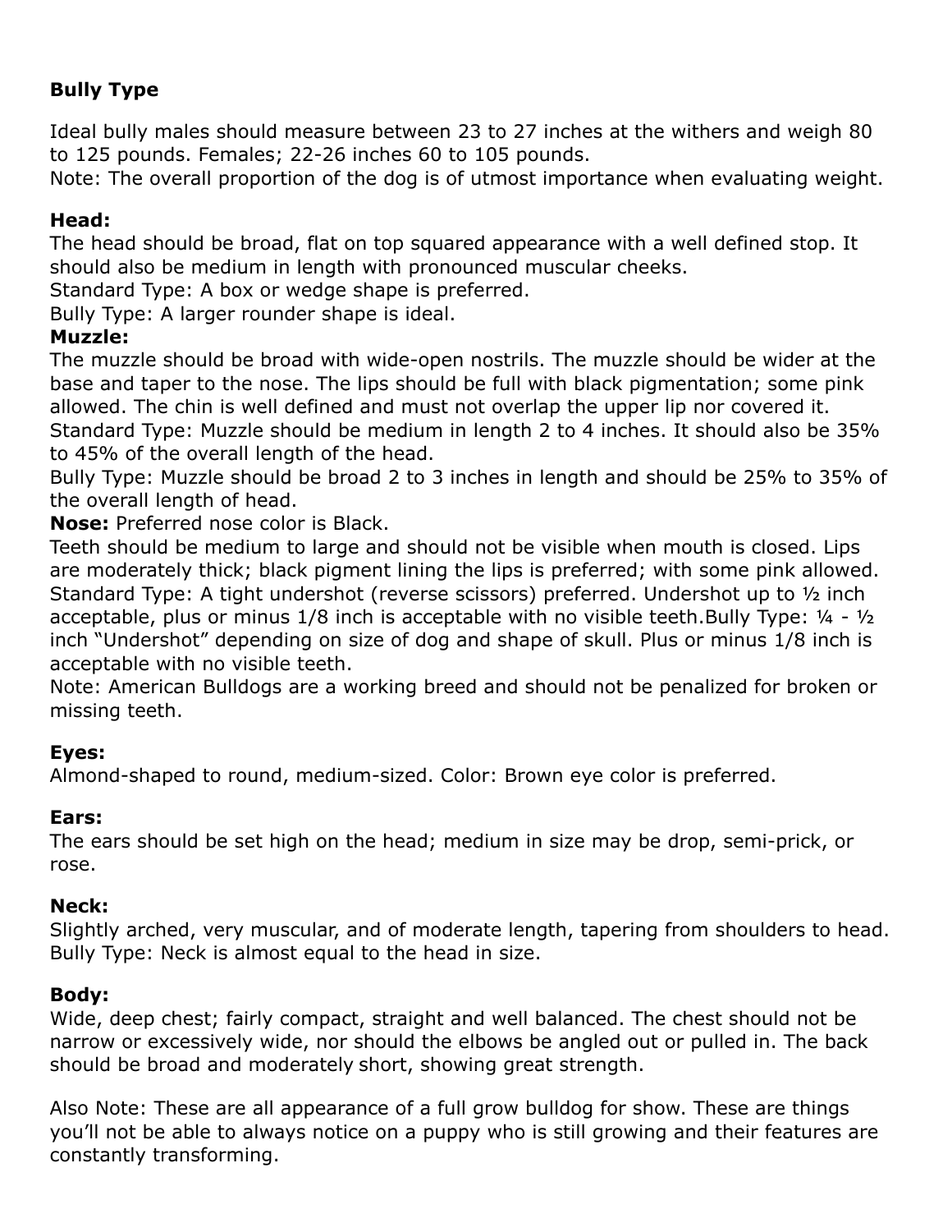**Bully Type**

Ideal bully males should measure between 23 to 27 inches at the withers and weigh 80 to 125 pounds. Females; 22-26 inches 60 to 105 pounds.
Note: The overall proportion of the dog is of utmost importance when evaluating weight.

**Head:**
The head should be broad, flat on top squared appearance with a well defined stop. It should also be medium in length with pronounced muscular cheeks.
Standard Type: A box or wedge shape is preferred.
Bully Type: A larger rounder shape is ideal.

**Muzzle:**
The muzzle should be broad with wide-open nostrils. The muzzle should be wider at the base and taper to the nose. The lips should be full with black pigmentation; some pink allowed. The chin is well defined and must not overlap the upper lip nor covered it.
Standard Type: Muzzle should be medium in length 2 to 4 inches. It should also be 35% to 45% of the overall length of the head.
Bully Type: Muzzle should be broad 2 to 3 inches in length and should be 25% to 35% of the overall length of head.

**Nose:** Preferred nose color is Black.
Teeth should be medium to large and should not be visible when mouth is closed. Lips are moderately thick; black pigment lining the lips is preferred; with some pink allowed.
Standard Type: A tight undershot (reverse scissors) preferred. Undershot up to ½ inch acceptable, plus or minus 1/8 inch is acceptable with no visible teeth.Bully Type: ¼ - ½ inch "Undershot" depending on size of dog and shape of skull. Plus or minus 1/8 inch is acceptable with no visible teeth.
Note: American Bulldogs are a working breed and should not be penalized for broken or missing teeth.

**Eyes:**
Almond-shaped to round, medium-sized. Color: Brown eye color is preferred.

**Ears:**
The ears should be set high on the head; medium in size may be drop, semi-prick, or rose.

**Neck:**
Slightly arched, very muscular, and of moderate length, tapering from shoulders to head.
Bully Type: Neck is almost equal to the head in size.

**Body:**
Wide, deep chest; fairly compact, straight and well balanced. The chest should not be narrow or excessively wide, nor should the elbows be angled out or pulled in. The back should be broad and moderately short, showing great strength.

Also Note: These are all appearance of a full grow bulldog for show. These are things you'll not be able to always notice on a puppy who is still growing and their features are constantly transforming.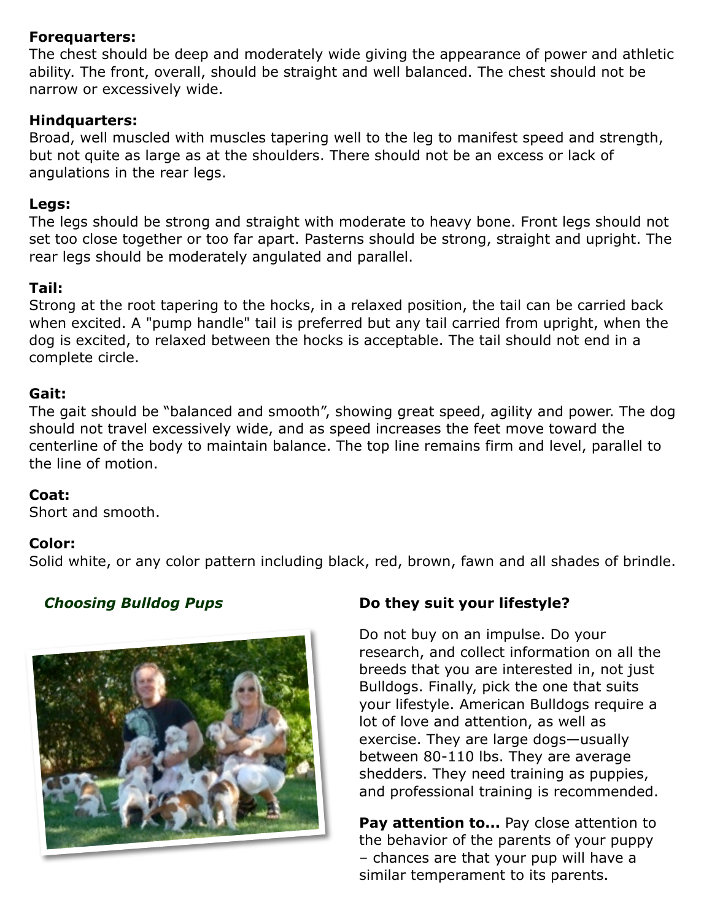**Forequarters:**
The chest should be deep and moderately wide giving the appearance of power and athletic ability. The front, overall, should be straight and well balanced. The chest should not be narrow or excessively wide.

**Hindquarters:**
Broad, well muscled with muscles tapering well to the leg to manifest speed and strength, but not quite as large as at the shoulders. There should not be an excess or lack of angulations in the rear legs.

**Legs:**
The legs should be strong and straight with moderate to heavy bone. Front legs should not set too close together or too far apart. Pasterns should be strong, straight and upright. The rear legs should be moderately angulated and parallel.

**Tail:**
Strong at the root tapering to the hocks, in a relaxed position, the tail can be carried back when excited. A "pump handle" tail is preferred but any tail carried from upright, when the dog is excited, to relaxed between the hocks is acceptable. The tail should not end in a complete circle.

**Gait:**
The gait should be "balanced and smooth", showing great speed, agility and power. The dog should not travel excessively wide, and as speed increases the feet move toward the centerline of the body to maintain balance. The top line remains firm and level, parallel to the line of motion.

**Coat:**
Short and smooth.

**Color:**
Solid white, or any color pattern including black, red, brown, fawn and all shades of brindle.

***Choosing Bulldog Pups***

**Do they suit your lifestyle?**

Do not buy on an impulse. Do your research, and collect information on all the breeds that you are interested in, not just Bulldogs. Finally, pick the one that suits your lifestyle. American Bulldogs require a lot of love and attention, as well as exercise. They are large dogs—usually between 80-110 lbs. They are average shedders. They need training as puppies, and professional training is recommended.

**Pay attention to...** Pay close attention to the behavior of the parents of your puppy – chances are that your pup will have a similar temperament to its parents.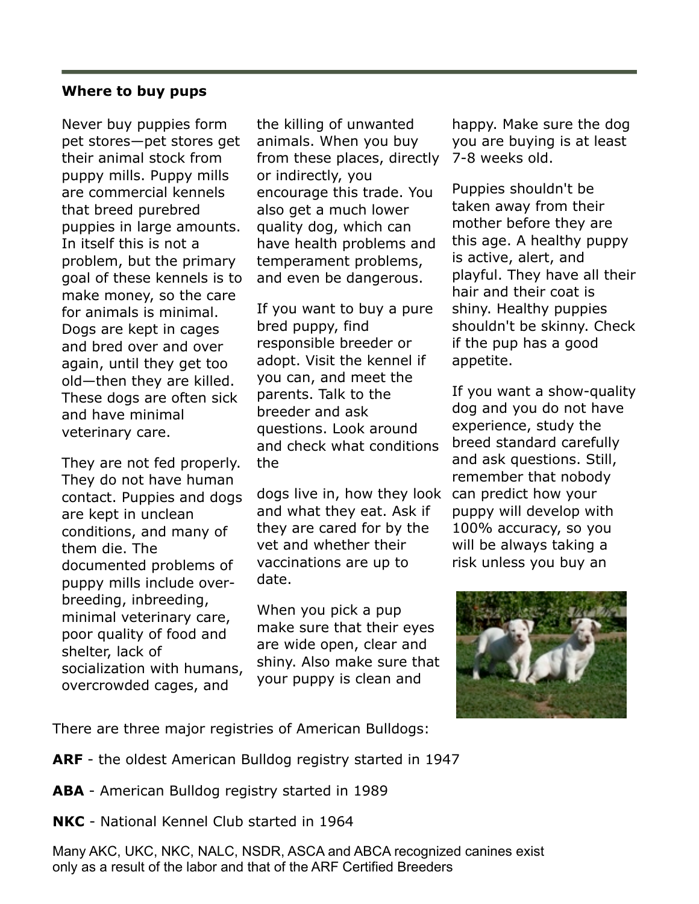### Where to buy pups

Never buy puppies form pet stores—pet stores get their animal stock from puppy mills. Puppy mills are commercial kennels that breed purebred puppies in large amounts. In itself this is not a problem, but the primary goal of these kennels is to make money, so the care for animals is minimal. Dogs are kept in cages and bred over and over again, until they get too old—then they are killed. These dogs are often sick and have minimal veterinary care.

They are not fed properly. They do not have human contact. Puppies and dogs are kept in unclean conditions, and many of them die. The documented problems of puppy mills include over-breeding, inbreeding, minimal veterinary care, poor quality of food and shelter, lack of socialization with humans, overcrowded cages, and the killing of unwanted animals. When you buy from these places, directly or indirectly, you encourage this trade. You also get a much lower quality dog, which can have health problems and temperament problems, and even be dangerous.

If you want to buy a pure bred puppy, find responsible breeder or adopt. Visit the kennel if you can, and meet the parents. Talk to the breeder and ask questions. Look around and check what conditions the dogs live in, how they look and what they eat. Ask if they are cared for by the vet and whether their vaccinations are up to date.

When you pick a pup make sure that their eyes are wide open, clear and shiny. Also make sure that your puppy is clean and happy. Make sure the dog you are buying is at least 7-8 weeks old.

Puppies shouldn't be taken away from their mother before they are this age. A healthy puppy is active, alert, and playful. They have all their hair and their coat is shiny. Healthy puppies shouldn't be skinny. Check if the pup has a good appetite.

If you want a show-quality dog and you do not have experience, study the breed standard carefully and ask questions. Still, remember that nobody can predict how your puppy will develop with 100% accuracy, so you will be always taking a risk unless you buy an

There are three major registries of American Bulldogs:

**ARF** - the oldest American Bulldog registry started in 1947

**ABA** - American Bulldog registry started in 1989

**NKC** - National Kennel Club started in 1964

Many AKC, UKC, NKC, NALC, NSDR, ASCA and ABCA recognized canines exist only as a result of the labor and that of the ARF Certified Breeders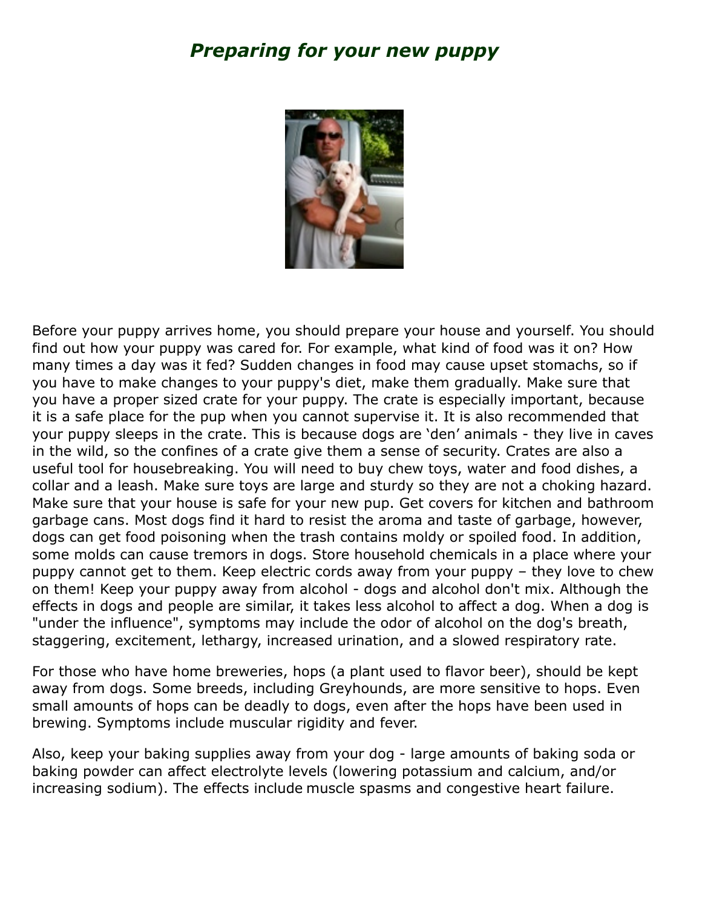# *Preparing for your new puppy*

Before your puppy arrives home, you should prepare your house and yourself. You should find out how your puppy was cared for. For example, what kind of food was it on? How many times a day was it fed? Sudden changes in food may cause upset stomachs, so if you have to make changes to your puppy's diet, make them gradually. Make sure that you have a proper sized crate for your puppy. The crate is especially important, because it is a safe place for the pup when you cannot supervise it. It is also recommended that your puppy sleeps in the crate. This is because dogs are 'den' animals - they live in caves in the wild, so the confines of a crate give them a sense of security. Crates are also a useful tool for housebreaking. You will need to buy chew toys, water and food dishes, a collar and a leash. Make sure toys are large and sturdy so they are not a choking hazard. Make sure that your house is safe for your new pup. Get covers for kitchen and bathroom garbage cans. Most dogs find it hard to resist the aroma and taste of garbage, however, dogs can get food poisoning when the trash contains moldy or spoiled food. In addition, some molds can cause tremors in dogs. Store household chemicals in a place where your puppy cannot get to them. Keep electric cords away from your puppy – they love to chew on them! Keep your puppy away from alcohol - dogs and alcohol don't mix. Although the effects in dogs and people are similar, it takes less alcohol to affect a dog. When a dog is "under the influence", symptoms may include the odor of alcohol on the dog's breath, staggering, excitement, lethargy, increased urination, and a slowed respiratory rate.

For those who have home breweries, hops (a plant used to flavor beer), should be kept away from dogs. Some breeds, including Greyhounds, are more sensitive to hops. Even small amounts of hops can be deadly to dogs, even after the hops have been used in brewing. Symptoms include muscular rigidity and fever.

Also, keep your baking supplies away from your dog - large amounts of baking soda or baking powder can affect electrolyte levels (lowering potassium and calcium, and/or increasing sodium). The effects include muscle spasms and congestive heart failure.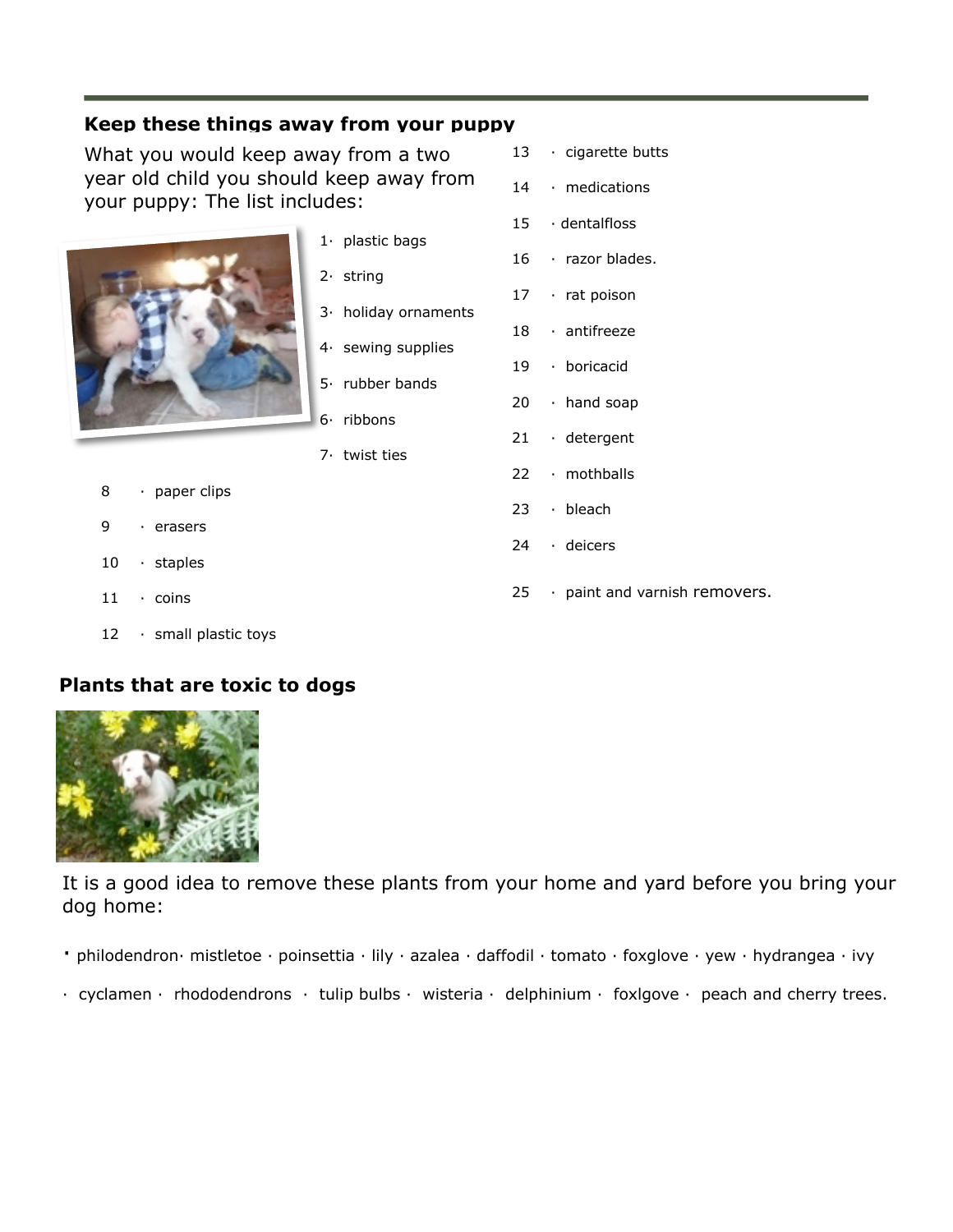## Keep these things away from your puppy

What you would keep away from a two year old child you should keep away from your puppy: The list includes:

1. plastic bags
2. string
3. holiday ornaments
4. sewing supplies
5. rubber bands
6. ribbons
7. twist ties
8. paper clips
9. erasers
10. staples
11. coins
12. small plastic toys
13. cigarette butts
14. medications
15. dentalfloss
16. razor blades.
17. rat poison
18. antifreeze
19. boricacid
20. hand soap
21. detergent
22. mothballs
23. bleach
24. deicers
25. paint and varnish removers.

## Plants that are toxic to dogs

It is a good idea to remove these plants from your home and yard before you bring your dog home:

· philodendron · mistletoe · poinsettia · lily · azalea · daffodil · tomato · foxglove · yew · hydrangea · ivy · cyclamen · rhododendrons · tulip bulbs · wisteria · delphinium · foxlgove · peach and cherry trees.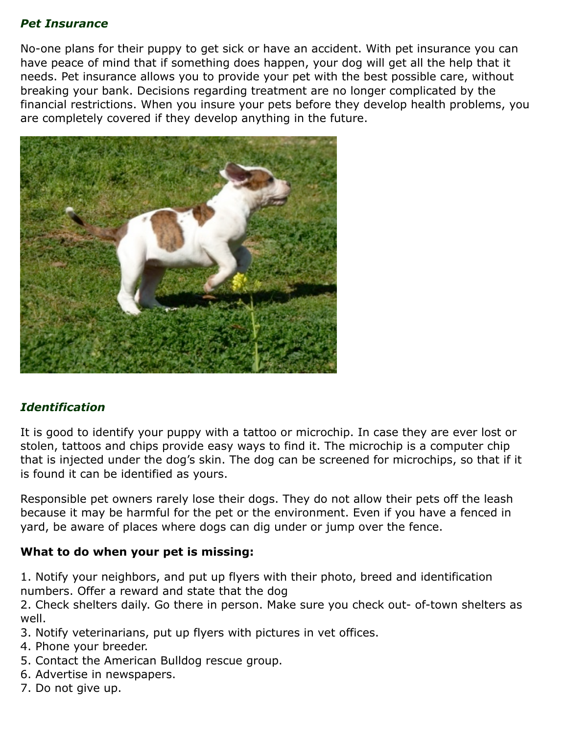### *Pet Insurance*

No-one plans for their puppy to get sick or have an accident. With pet insurance you can have peace of mind that if something does happen, your dog will get all the help that it needs. Pet insurance allows you to provide your pet with the best possible care, without breaking your bank. Decisions regarding treatment are no longer complicated by the financial restrictions. When you insure your pets before they develop health problems, you are completely covered if they develop anything in the future.

### *Identification*

It is good to identify your puppy with a tattoo or microchip. In case they are ever lost or stolen, tattoos and chips provide easy ways to find it. The microchip is a computer chip that is injected under the dog's skin. The dog can be screened for microchips, so that if it is found it can be identified as yours.

Responsible pet owners rarely lose their dogs. They do not allow their pets off the leash because it may be harmful for the pet or the environment. Even if you have a fenced in yard, be aware of places where dogs can dig under or jump over the fence.

**What to do when your pet is missing:**

1. Notify your neighbors, and put up flyers with their photo, breed and identification numbers. Offer a reward and state that the dog
2. Check shelters daily. Go there in person. Make sure you check out- of-town shelters as well.
3. Notify veterinarians, put up flyers with pictures in vet offices.
4. Phone your breeder.
5. Contact the American Bulldog rescue group.
6. Advertise in newspapers.
7. Do not give up.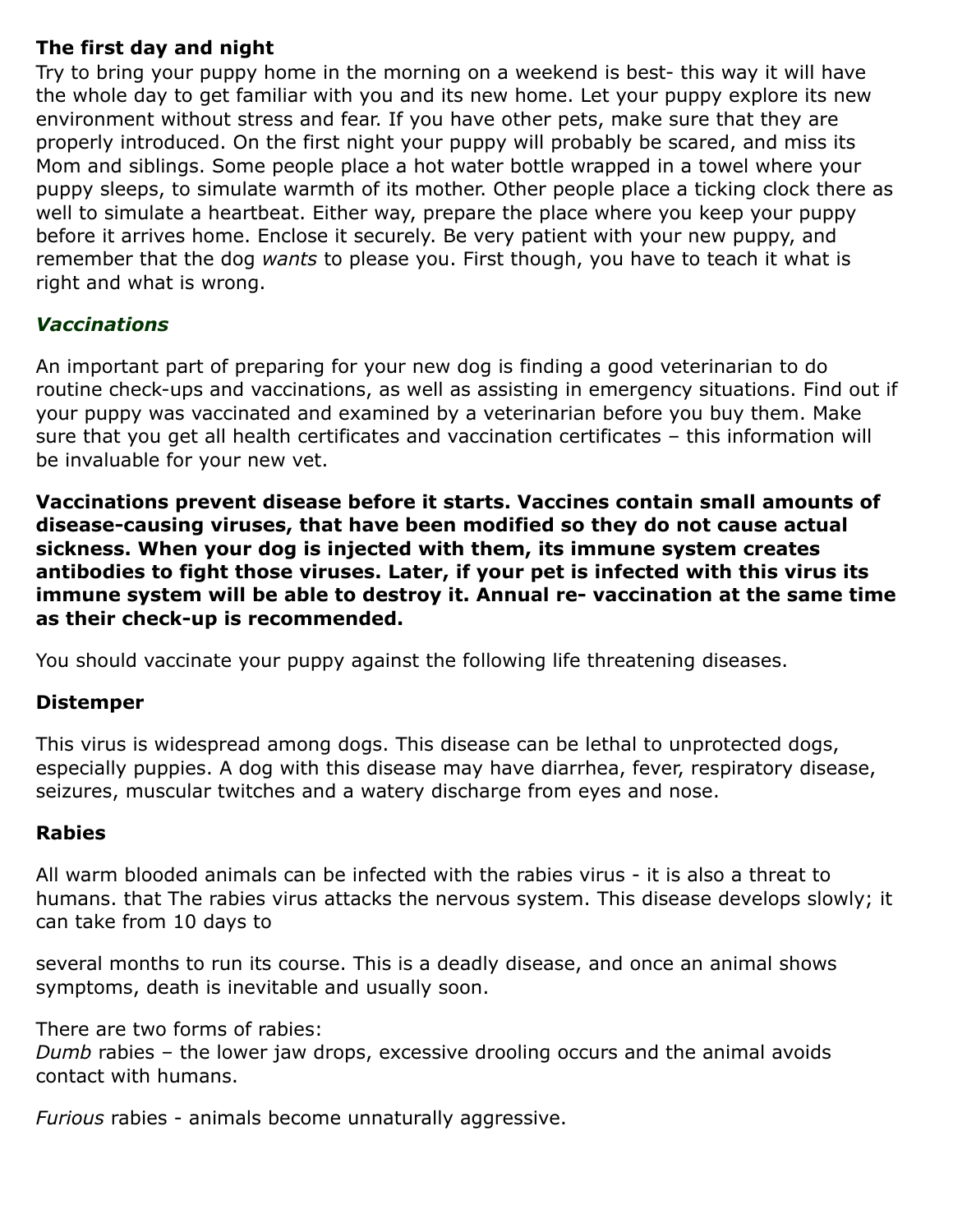**The first day and night**
Try to bring your puppy home in the morning on a weekend is best- this way it will have the whole day to get familiar with you and its new home. Let your puppy explore its new environment without stress and fear. If you have other pets, make sure that they are properly introduced. On the first night your puppy will probably be scared, and miss its Mom and siblings. Some people place a hot water bottle wrapped in a towel where your puppy sleeps, to simulate warmth of its mother. Other people place a ticking clock there as well to simulate a heartbeat. Either way, prepare the place where you keep your puppy before it arrives home. Enclose it securely. Be very patient with your new puppy, and remember that the dog *wants* to please you. First though, you have to teach it what is right and what is wrong.

### *Vaccinations*

An important part of preparing for your new dog is finding a good veterinarian to do routine check-ups and vaccinations, as well as assisting in emergency situations. Find out if your puppy was vaccinated and examined by a veterinarian before you buy them. Make sure that you get all health certificates and vaccination certificates – this information will be invaluable for your new vet.

**Vaccinations prevent disease before it starts. Vaccines contain small amounts of disease-causing viruses, that have been modified so they do not cause actual sickness. When your dog is injected with them, its immune system creates antibodies to fight those viruses. Later, if your pet is infected with this virus its immune system will be able to destroy it. Annual re- vaccination at the same time as their check-up is recommended.**

You should vaccinate your puppy against the following life threatening diseases.

**Distemper**

This virus is widespread among dogs. This disease can be lethal to unprotected dogs, especially puppies. A dog with this disease may have diarrhea, fever, respiratory disease, seizures, muscular twitches and a watery discharge from eyes and nose.

**Rabies**

All warm blooded animals can be infected with the rabies virus - it is also a threat to humans. that The rabies virus attacks the nervous system. This disease develops slowly; it can take from 10 days to

several months to run its course. This is a deadly disease, and once an animal shows symptoms, death is inevitable and usually soon.

There are two forms of rabies:
*Dumb* rabies – the lower jaw drops, excessive drooling occurs and the animal avoids contact with humans.

*Furious* rabies - animals become unnaturally aggressive.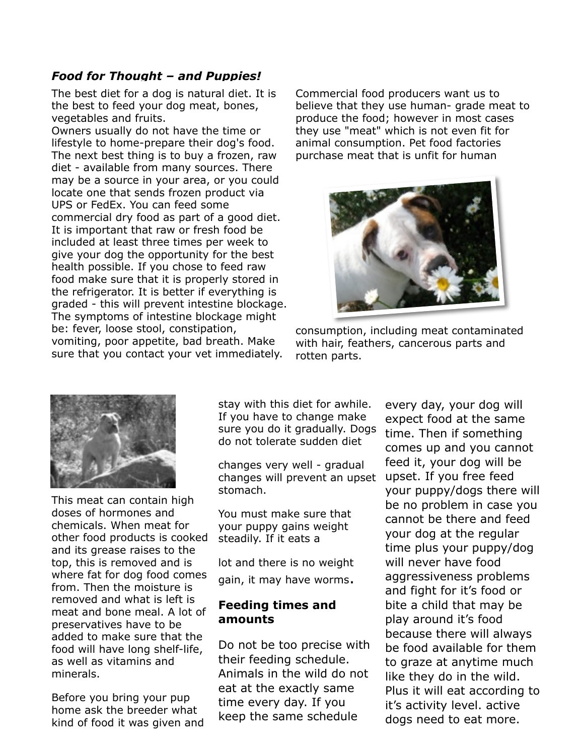### ***Food for Thought – and Puppies!***

The best diet for a dog is natural diet. It is the best to feed your dog meat, bones, vegetables and fruits.

Owners usually do not have the time or lifestyle to home-prepare their dog's food. The next best thing is to buy a frozen, raw diet - available from many sources. There may be a source in your area, or you could locate one that sends frozen product via UPS or FedEx. You can feed some commercial dry food as part of a good diet. It is important that raw or fresh food be included at least three times per week to give your dog the opportunity for the best health possible. If you chose to feed raw food make sure that it is properly stored in the refrigerator. It is better if everything is graded - this will prevent intestine blockage. The symptoms of intestine blockage might be: fever, loose stool, constipation, vomiting, poor appetite, bad breath. Make sure that you contact your vet immediately.

Commercial food producers want us to believe that they use human- grade meat to produce the food; however in most cases they use "meat" which is not even fit for animal consumption. Pet food factories purchase meat that is unfit for human consumption, including meat contaminated with hair, feathers, cancerous parts and rotten parts.

This meat can contain high doses of hormones and chemicals. When meat for other food products is cooked and its grease raises to the top, this is removed and is where fat for dog food comes from. Then the moisture is removed and what is left is meat and bone meal. A lot of preservatives have to be added to make sure that the food will have long shelf-life, as well as vitamins and minerals.

Before you bring your pup home ask the breeder what kind of food it was given and stay with this diet for awhile. If you have to change make sure you do it gradually. Dogs do not tolerate sudden diet changes very well - gradual changes will prevent an upset stomach.

You must make sure that your puppy gains weight steadily. If it eats a lot and there is no weight gain, it may have worms.

**Feeding times and amounts**

Do not be too precise with their feeding schedule. Animals in the wild do not eat at the exactly same time every day. If you keep the same schedule every day, your dog will expect food at the same time. Then if something comes up and you cannot feed it, your dog will be upset. If you free feed your puppy/dogs there will be no problem in case you cannot be there and feed your dog at the regular time plus your puppy/dog will never have food aggressiveness problems and fight for it's food or bite a child that may be play around it's food because there will always be food available for them to graze at anytime much like they do in the wild. Plus it will eat according to it's activity level. active dogs need to eat more.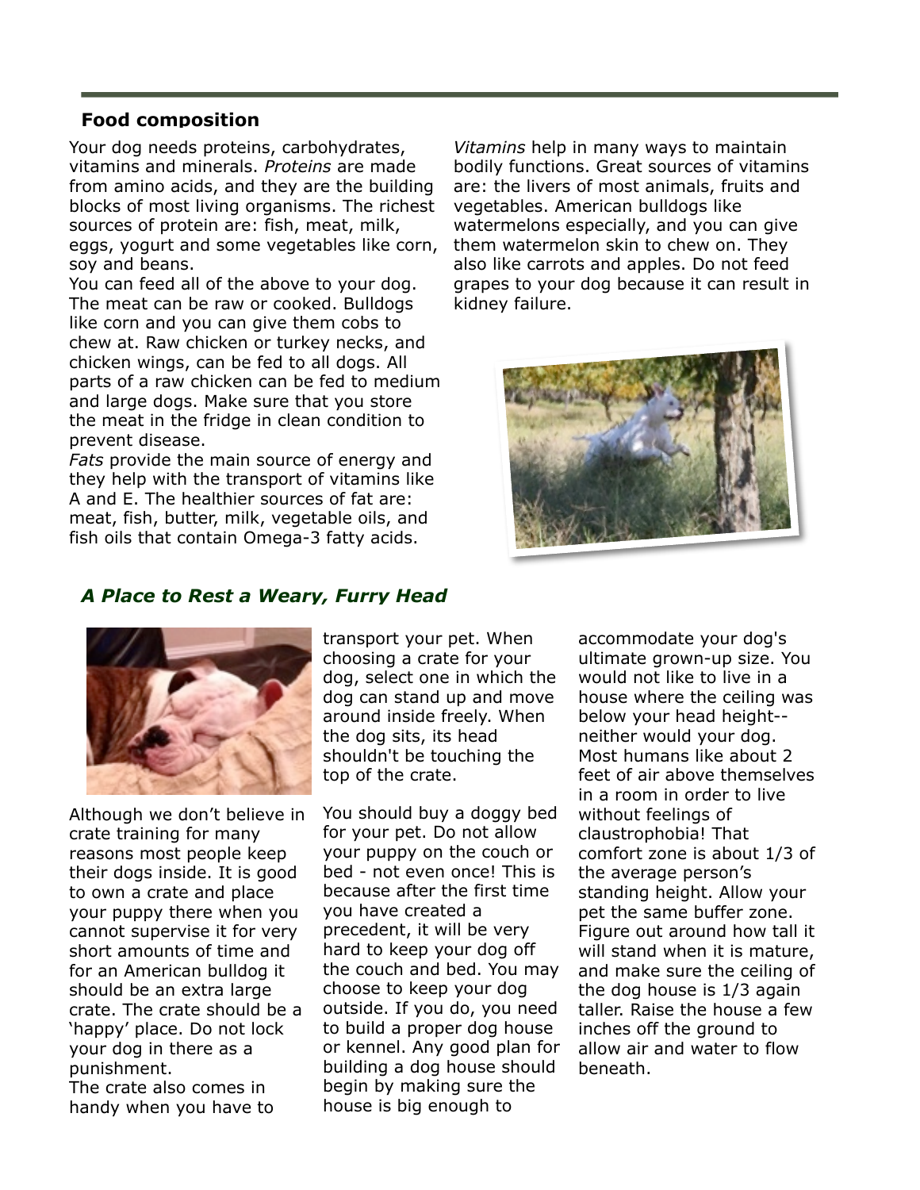## Food composition

Your dog needs proteins, carbohydrates, vitamins and minerals. *Proteins* are made from amino acids, and they are the building blocks of most living organisms. The richest sources of protein are: fish, meat, milk, eggs, yogurt and some vegetables like corn, soy and beans.

You can feed all of the above to your dog. The meat can be raw or cooked. Bulldogs like corn and you can give them cobs to chew at. Raw chicken or turkey necks, and chicken wings, can be fed to all dogs. All parts of a raw chicken can be fed to medium and large dogs. Make sure that you store the meat in the fridge in clean condition to prevent disease.

*Fats* provide the main source of energy and they help with the transport of vitamins like A and E. The healthier sources of fat are: meat, fish, butter, milk, vegetable oils, and fish oils that contain Omega-3 fatty acids.

*Vitamins* help in many ways to maintain bodily functions. Great sources of vitamins are: the livers of most animals, fruits and vegetables. American bulldogs like watermelons especially, and you can give them watermelon skin to chew on. They also like carrots and apples. Do not feed grapes to your dog because it can result in kidney failure.

## *A Place to Rest a Weary, Furry Head*

Although we don't believe in crate training for many reasons most people keep their dogs inside. It is good to own a crate and place your puppy there when you cannot supervise it for very short amounts of time and for an American bulldog it should be an extra large crate. The crate should be a 'happy' place. Do not lock your dog in there as a punishment.

The crate also comes in handy when you have to transport your pet. When choosing a crate for your dog, select one in which the dog can stand up and move around inside freely. When the dog sits, its head shouldn't be touching the top of the crate.

You should buy a doggy bed for your pet. Do not allow your puppy on the couch or bed - not even once! This is because after the first time you have created a precedent, it will be very hard to keep your dog off the couch and bed. You may choose to keep your dog outside. If you do, you need to build a proper dog house or kennel. Any good plan for building a dog house should begin by making sure the house is big enough to accommodate your dog's ultimate grown-up size. You would not like to live in a house where the ceiling was below your head height--neither would your dog. Most humans like about 2 feet of air above themselves in a room in order to live without feelings of claustrophobia! That comfort zone is about 1/3 of the average person's standing height. Allow your pet the same buffer zone. Figure out around how tall it will stand when it is mature, and make sure the ceiling of the dog house is 1/3 again taller. Raise the house a few inches off the ground to allow air and water to flow beneath.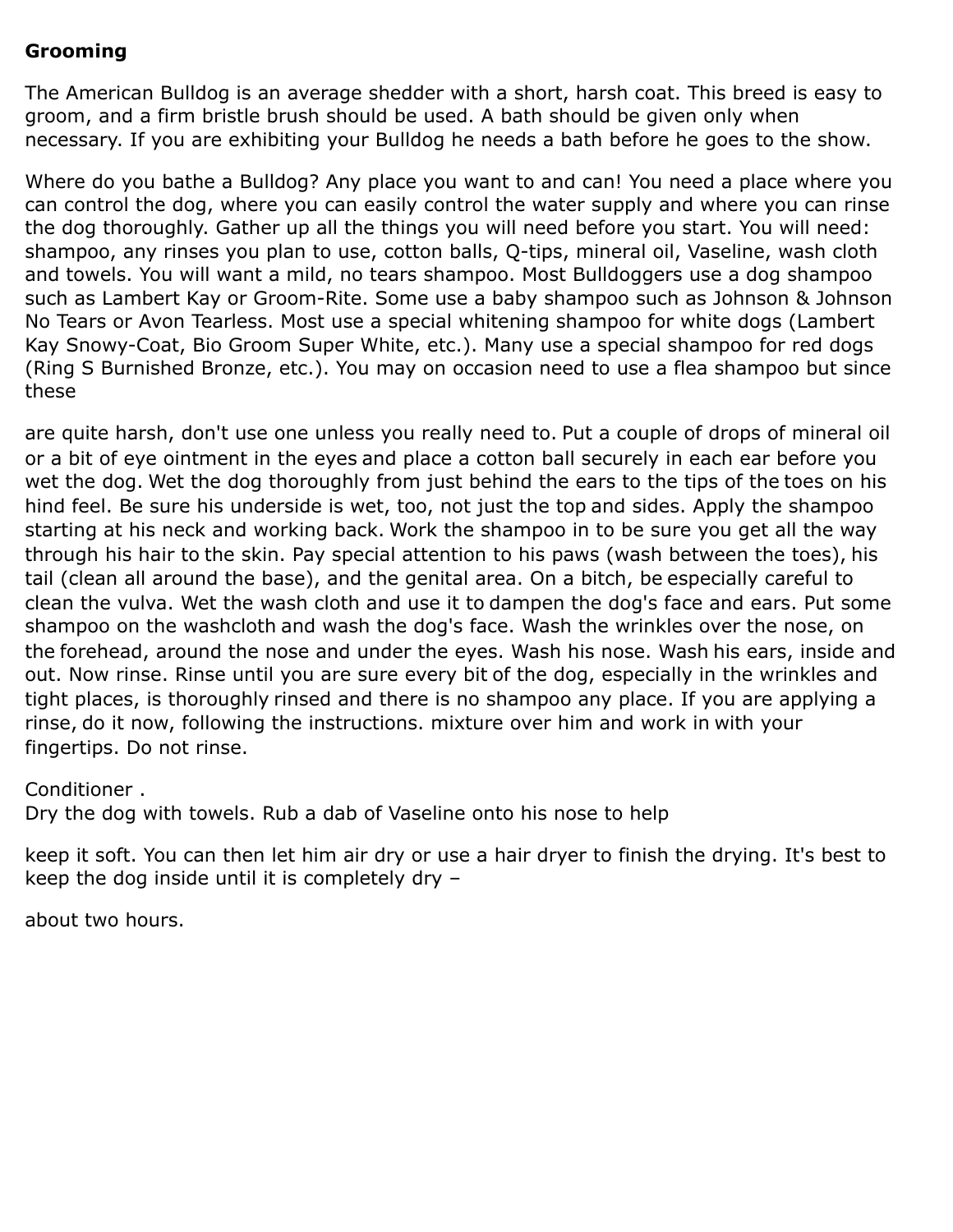**Grooming**

The American Bulldog is an average shedder with a short, harsh coat. This breed is easy to groom, and a firm bristle brush should be used. A bath should be given only when necessary. If you are exhibiting your Bulldog he needs a bath before he goes to the show.

Where do you bathe a Bulldog? Any place you want to and can! You need a place where you can control the dog, where you can easily control the water supply and where you can rinse the dog thoroughly. Gather up all the things you will need before you start. You will need: shampoo, any rinses you plan to use, cotton balls, Q-tips, mineral oil, Vaseline, wash cloth and towels. You will want a mild, no tears shampoo. Most Bulldoggers use a dog shampoo such as Lambert Kay or Groom-Rite. Some use a baby shampoo such as Johnson & Johnson No Tears or Avon Tearless. Most use a special whitening shampoo for white dogs (Lambert Kay Snowy-Coat, Bio Groom Super White, etc.). Many use a special shampoo for red dogs (Ring S Burnished Bronze, etc.). You may on occasion need to use a flea shampoo but since these

are quite harsh, don't use one unless you really need to. Put a couple of drops of mineral oil or a bit of eye ointment in the eyes and place a cotton ball securely in each ear before you wet the dog. Wet the dog thoroughly from just behind the ears to the tips of the toes on his hind feel. Be sure his underside is wet, too, not just the top and sides. Apply the shampoo starting at his neck and working back. Work the shampoo in to be sure you get all the way through his hair to the skin. Pay special attention to his paws (wash between the toes), his tail (clean all around the base), and the genital area. On a bitch, be especially careful to clean the vulva. Wet the wash cloth and use it to dampen the dog's face and ears. Put some shampoo on the washcloth and wash the dog's face. Wash the wrinkles over the nose, on the forehead, around the nose and under the eyes. Wash his nose. Wash his ears, inside and out. Now rinse. Rinse until you are sure every bit of the dog, especially in the wrinkles and tight places, is thoroughly rinsed and there is no shampoo any place. If you are applying a rinse, do it now, following the instructions. mixture over him and work in with your fingertips. Do not rinse.

Conditioner .
Dry the dog with towels. Rub a dab of Vaseline onto his nose to help

keep it soft. You can then let him air dry or use a hair dryer to finish the drying. It's best to keep the dog inside until it is completely dry –

about two hours.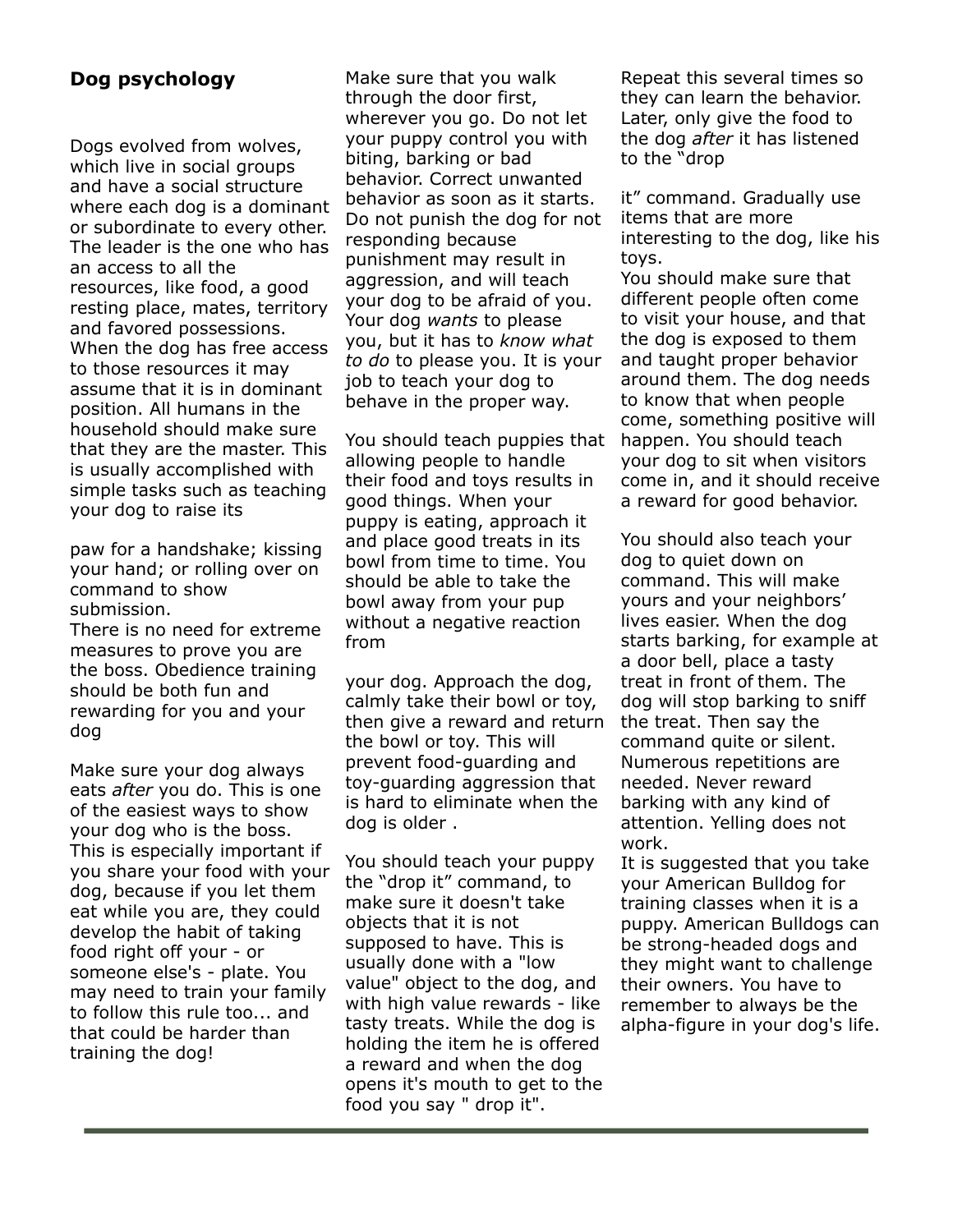## Dog psychology

Dogs evolved from wolves, which live in social groups and have a social structure where each dog is a dominant or subordinate to every other. The leader is the one who has an access to all the resources, like food, a good resting place, mates, territory and favored possessions. When the dog has free access to those resources it may assume that it is in dominant position. All humans in the household should make sure that they are the master. This is usually accomplished with simple tasks such as teaching your dog to raise its paw for a handshake; kissing your hand; or rolling over on command to show submission.

There is no need for extreme measures to prove you are the boss. Obedience training should be both fun and rewarding for you and your dog

Make sure your dog always eats *after* you do. This is one of the easiest ways to show your dog who is the boss. This is especially important if you share your food with your dog, because if you let them eat while you are, they could develop the habit of taking food right off your - or someone else's - plate. You may need to train your family to follow this rule too... and that could be harder than training the dog!

Make sure that you walk through the door first, wherever you go. Do not let your puppy control you with biting, barking or bad behavior. Correct unwanted behavior as soon as it starts. Do not punish the dog for not responding because punishment may result in aggression, and will teach your dog to be afraid of you. Your dog *wants* to please you, but it has to *know what to do* to please you. It is your job to teach your dog to behave in the proper way.

You should teach puppies that allowing people to handle their food and toys results in good things. When your puppy is eating, approach it and place good treats in its bowl from time to time. You should be able to take the bowl away from your pup without a negative reaction from your dog. Approach the dog, calmly take their bowl or toy, then give a reward and return the bowl or toy. This will prevent food-guarding and toy-guarding aggression that is hard to eliminate when the dog is older .

You should teach your puppy the "drop it" command, to make sure it doesn't take objects that it is not supposed to have. This is usually done with a "low value" object to the dog, and with high value rewards - like tasty treats. While the dog is holding the item he is offered a reward and when the dog opens it's mouth to get to the food you say " drop it". Repeat this several times so they can learn the behavior. Later, only give the food to the dog *after* it has listened to the "drop it" command. Gradually use items that are more interesting to the dog, like his toys.

You should make sure that different people often come to visit your house, and that the dog is exposed to them and taught proper behavior around them. The dog needs to know that when people come, something positive will happen. You should teach your dog to sit when visitors come in, and it should receive a reward for good behavior.

You should also teach your dog to quiet down on command. This will make yours and your neighbors' lives easier. When the dog starts barking, for example at a door bell, place a tasty treat in front of them. The dog will stop barking to sniff the treat. Then say the command quite or silent. Numerous repetitions are needed. Never reward barking with any kind of attention. Yelling does not work.

It is suggested that you take your American Bulldog for training classes when it is a puppy. American Bulldogs can be strong-headed dogs and they might want to challenge their owners. You have to remember to always be the alpha-figure in your dog's life.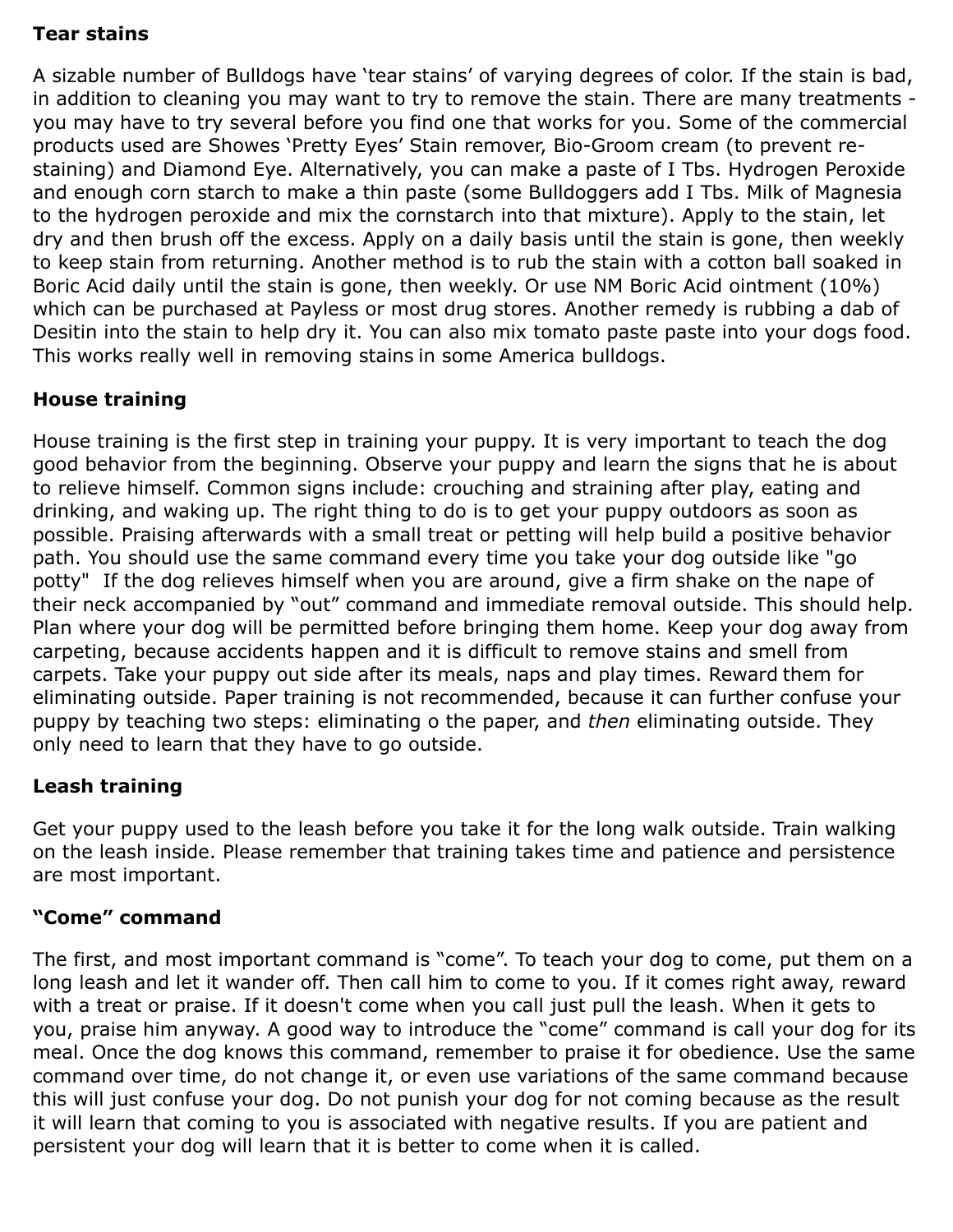**Tear stains**

A sizable number of Bulldogs have 'tear stains' of varying degrees of color. If the stain is bad, in addition to cleaning you may want to try to remove the stain. There are many treatments - you may have to try several before you find one that works for you. Some of the commercial products used are Showes 'Pretty Eyes' Stain remover, Bio-Groom cream (to prevent re-staining) and Diamond Eye. Alternatively, you can make a paste of I Tbs. Hydrogen Peroxide and enough corn starch to make a thin paste (some Bulldoggers add I Tbs. Milk of Magnesia to the hydrogen peroxide and mix the cornstarch into that mixture). Apply to the stain, let dry and then brush off the excess. Apply on a daily basis until the stain is gone, then weekly to keep stain from returning. Another method is to rub the stain with a cotton ball soaked in Boric Acid daily until the stain is gone, then weekly. Or use NM Boric Acid ointment (10%) which can be purchased at Payless or most drug stores. Another remedy is rubbing a dab of Desitin into the stain to help dry it. You can also mix tomato paste paste into your dogs food. This works really well in removing stains in some America bulldogs.

**House training**

House training is the first step in training your puppy. It is very important to teach the dog good behavior from the beginning. Observe your puppy and learn the signs that he is about to relieve himself. Common signs include: crouching and straining after play, eating and drinking, and waking up. The right thing to do is to get your puppy outdoors as soon as possible. Praising afterwards with a small treat or petting will help build a positive behavior path. You should use the same command every time you take your dog outside like "go potty" If the dog relieves himself when you are around, give a firm shake on the nape of their neck accompanied by "out" command and immediate removal outside. This should help. Plan where your dog will be permitted before bringing them home. Keep your dog away from carpeting, because accidents happen and it is difficult to remove stains and smell from carpets. Take your puppy out side after its meals, naps and play times. Reward them for eliminating outside. Paper training is not recommended, because it can further confuse your puppy by teaching two steps: eliminating o the paper, and *then* eliminating outside. They only need to learn that they have to go outside.

**Leash training**

Get your puppy used to the leash before you take it for the long walk outside. Train walking on the leash inside. Please remember that training takes time and patience and persistence are most important.

**"Come" command**

The first, and most important command is "come". To teach your dog to come, put them on a long leash and let it wander off. Then call him to come to you. If it comes right away, reward with a treat or praise. If it doesn't come when you call just pull the leash. When it gets to you, praise him anyway. A good way to introduce the "come" command is call your dog for its meal. Once the dog knows this command, remember to praise it for obedience. Use the same command over time, do not change it, or even use variations of the same command because this will just confuse your dog. Do not punish your dog for not coming because as the result it will learn that coming to you is associated with negative results. If you are patient and persistent your dog will learn that it is better to come when it is called.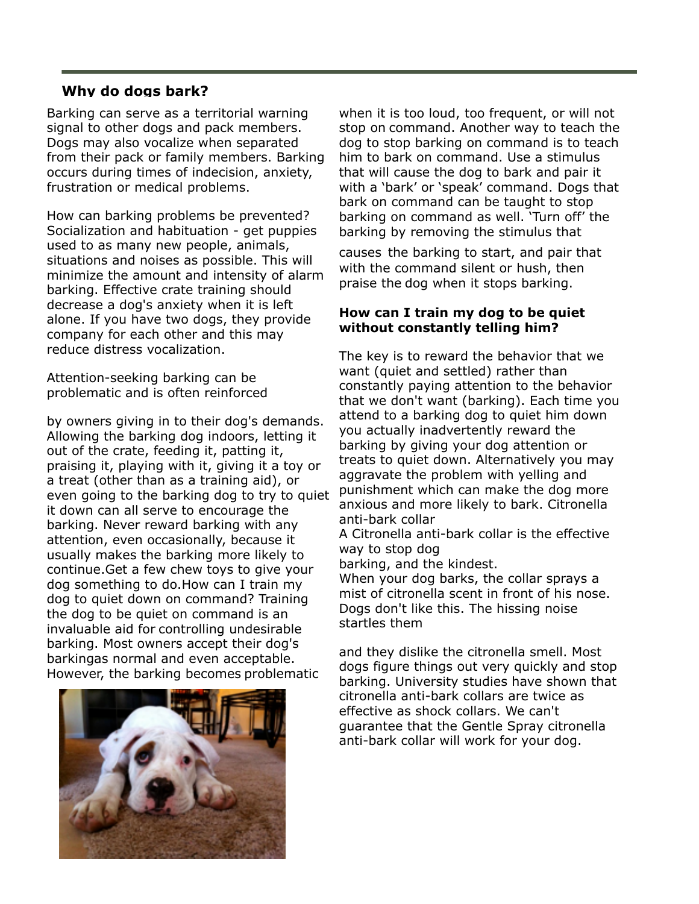## Why do dogs bark?

Barking can serve as a territorial warning signal to other dogs and pack members. Dogs may also vocalize when separated from their pack or family members. Barking occurs during times of indecision, anxiety, frustration or medical problems.

How can barking problems be prevented? Socialization and habituation - get puppies used to as many new people, animals, situations and noises as possible. This will minimize the amount and intensity of alarm barking. Effective crate training should decrease a dog's anxiety when it is left alone. If you have two dogs, they provide company for each other and this may reduce distress vocalization.

Attention-seeking barking can be problematic and is often reinforced

by owners giving in to their dog's demands. Allowing the barking dog indoors, letting it out of the crate, feeding it, patting it, praising it, playing with it, giving it a toy or a treat (other than as a training aid), or even going to the barking dog to try to quiet it down can all serve to encourage the barking. Never reward barking with any attention, even occasionally, because it usually makes the barking more likely to continue.Get a few chew toys to give your dog something to do.How can I train my dog to quiet down on command? Training the dog to be quiet on command is an invaluable aid for controlling undesirable barking. Most owners accept their dog's barkingas normal and even acceptable. However, the barking becomes problematic when it is too loud, too frequent, or will not stop on command. Another way to teach the dog to stop barking on command is to teach him to bark on command. Use a stimulus that will cause the dog to bark and pair it with a 'bark' or 'speak' command. Dogs that bark on command can be taught to stop barking on command as well. 'Turn off' the barking by removing the stimulus that

causes the barking to start, and pair that with the command silent or hush, then praise the dog when it stops barking.

**How can I train my dog to be quiet without constantly telling him?**

The key is to reward the behavior that we want (quiet and settled) rather than constantly paying attention to the behavior that we don't want (barking). Each time you attend to a barking dog to quiet him down you actually inadvertently reward the barking by giving your dog attention or treats to quiet down. Alternatively you may aggravate the problem with yelling and punishment which can make the dog more anxious and more likely to bark. Citronella anti-bark collar

A Citronella anti-bark collar is the effective way to stop dog barking, and the kindest.

When your dog barks, the collar sprays a mist of citronella scent in front of his nose. Dogs don't like this. The hissing noise startles them

and they dislike the citronella smell. Most dogs figure things out very quickly and stop barking. University studies have shown that citronella anti-bark collars are twice as effective as shock collars. We can't guarantee that the Gentle Spray citronella anti-bark collar will work for your dog.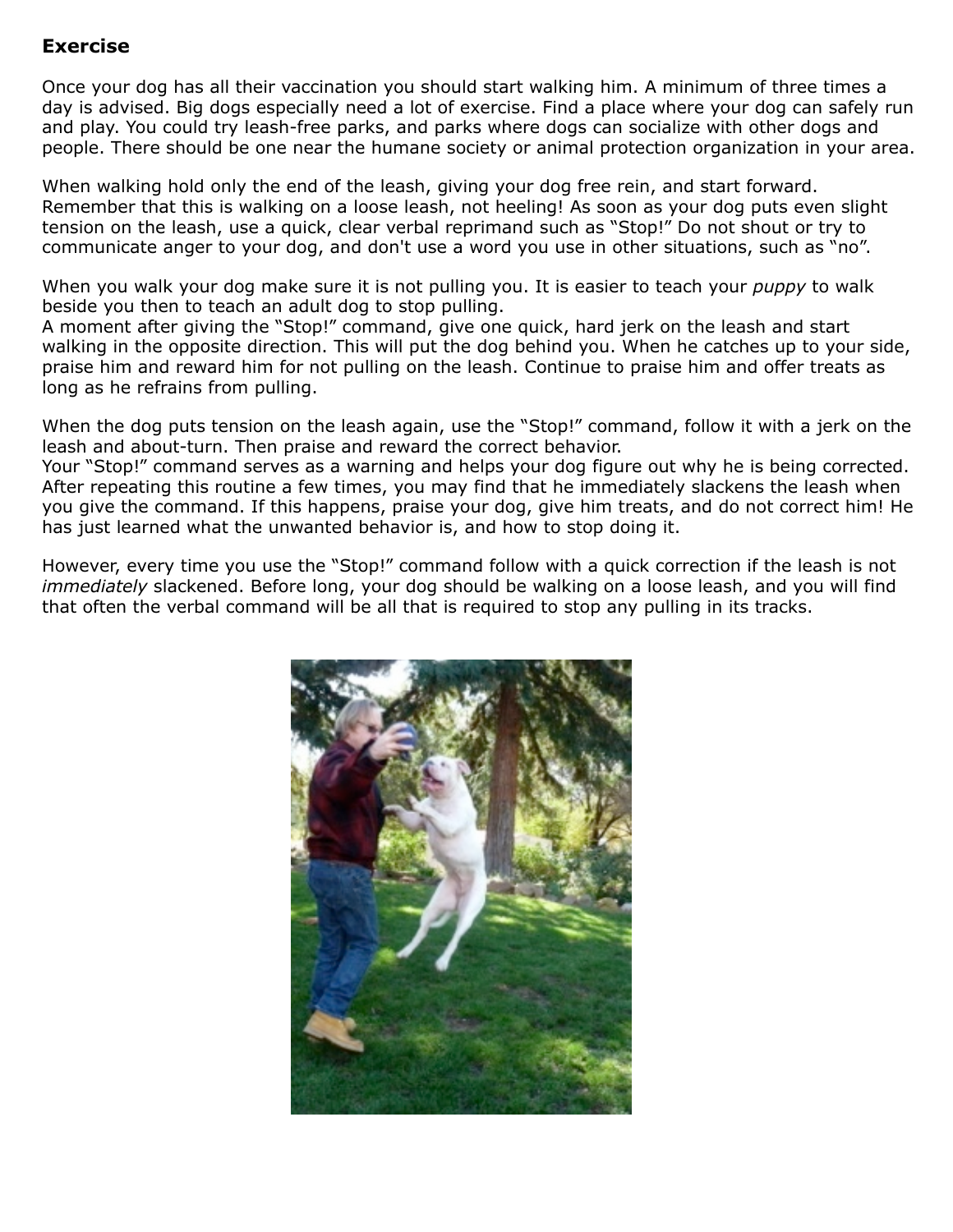## Exercise

Once your dog has all their vaccination you should start walking him. A minimum of three times a day is advised. Big dogs especially need a lot of exercise. Find a place where your dog can safely run and play. You could try leash-free parks, and parks where dogs can socialize with other dogs and people. There should be one near the humane society or animal protection organization in your area.

When walking hold only the end of the leash, giving your dog free rein, and start forward. Remember that this is walking on a loose leash, not heeling! As soon as your dog puts even slight tension on the leash, use a quick, clear verbal reprimand such as "Stop!" Do not shout or try to communicate anger to your dog, and don't use a word you use in other situations, such as "no".

When you walk your dog make sure it is not pulling you. It is easier to teach your *puppy* to walk beside you then to teach an adult dog to stop pulling.
A moment after giving the "Stop!" command, give one quick, hard jerk on the leash and start walking in the opposite direction. This will put the dog behind you. When he catches up to your side, praise him and reward him for not pulling on the leash. Continue to praise him and offer treats as long as he refrains from pulling.

When the dog puts tension on the leash again, use the "Stop!" command, follow it with a jerk on the leash and about-turn. Then praise and reward the correct behavior.
Your "Stop!" command serves as a warning and helps your dog figure out why he is being corrected. After repeating this routine a few times, you may find that he immediately slackens the leash when you give the command. If this happens, praise your dog, give him treats, and do not correct him! He has just learned what the unwanted behavior is, and how to stop doing it.

However, every time you use the "Stop!" command follow with a quick correction if the leash is not *immediately* slackened. Before long, your dog should be walking on a loose leash, and you will find that often the verbal command will be all that is required to stop any pulling in its tracks.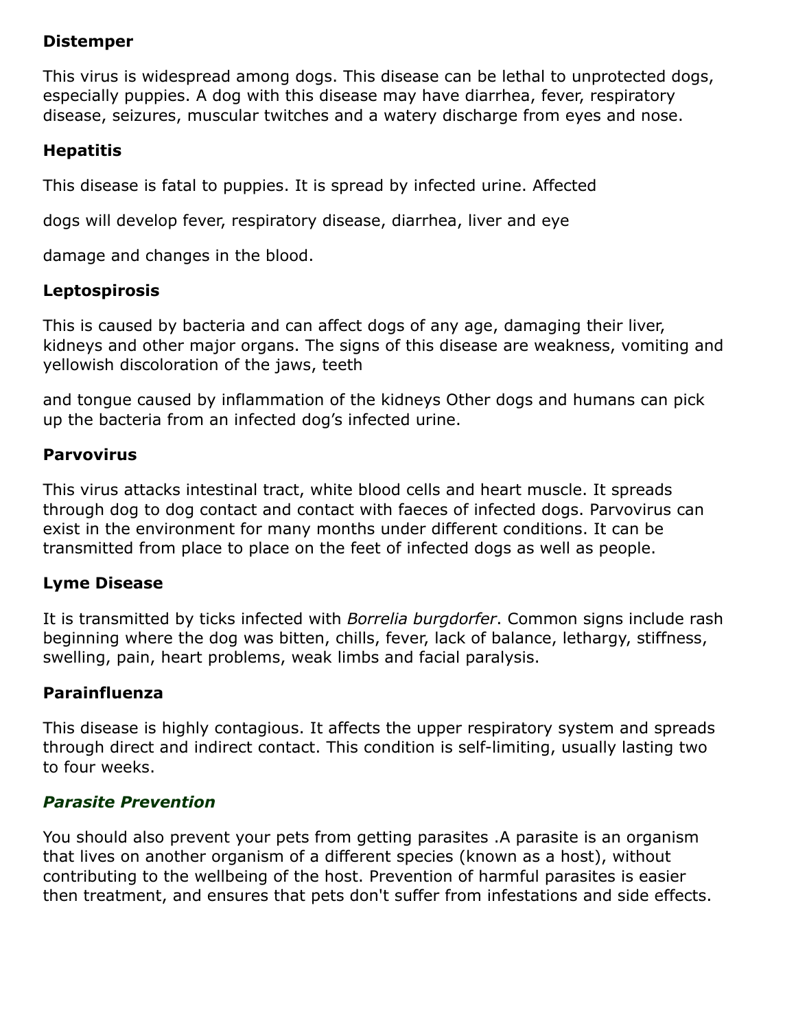**Distemper**

This virus is widespread among dogs. This disease can be lethal to unprotected dogs, especially puppies. A dog with this disease may have diarrhea, fever, respiratory disease, seizures, muscular twitches and a watery discharge from eyes and nose.

**Hepatitis**

This disease is fatal to puppies. It is spread by infected urine. Affected dogs will develop fever, respiratory disease, diarrhea, liver and eye damage and changes in the blood.

**Leptospirosis**

This is caused by bacteria and can affect dogs of any age, damaging their liver, kidneys and other major organs. The signs of this disease are weakness, vomiting and yellowish discoloration of the jaws, teeth and tongue caused by inflammation of the kidneys Other dogs and humans can pick up the bacteria from an infected dog's infected urine.

**Parvovirus**

This virus attacks intestinal tract, white blood cells and heart muscle. It spreads through dog to dog contact and contact with faeces of infected dogs. Parvovirus can exist in the environment for many months under different conditions. It can be transmitted from place to place on the feet of infected dogs as well as people.

**Lyme Disease**

It is transmitted by ticks infected with *Borrelia burgdorfer*. Common signs include rash beginning where the dog was bitten, chills, fever, lack of balance, lethargy, stiffness, swelling, pain, heart problems, weak limbs and facial paralysis.

**Parainfluenza**

This disease is highly contagious. It affects the upper respiratory system and spreads through direct and indirect contact. This condition is self-limiting, usually lasting two to four weeks.

***Parasite Prevention***

You should also prevent your pets from getting parasites .A parasite is an organism that lives on another organism of a different species (known as a host), without contributing to the wellbeing of the host. Prevention of harmful parasites is easier then treatment, and ensures that pets don't suffer from infestations and side effects.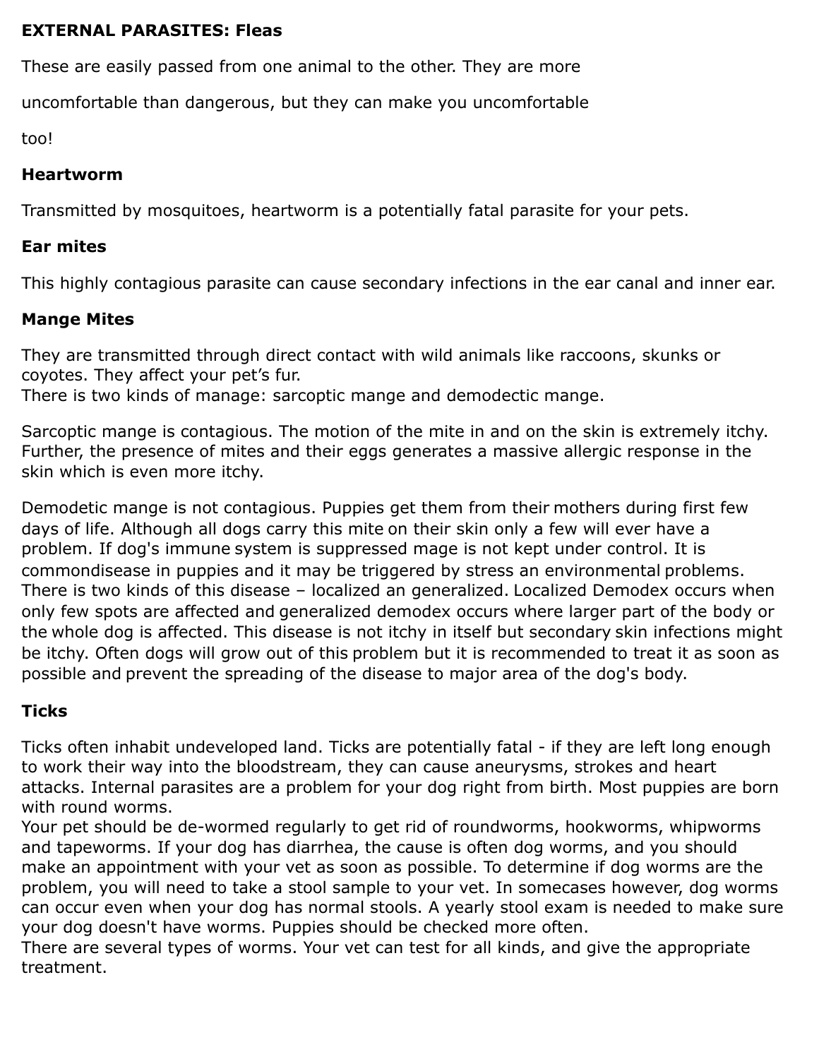**EXTERNAL PARASITES: Fleas**

These are easily passed from one animal to the other. They are more uncomfortable than dangerous, but they can make you uncomfortable too!

**Heartworm**

Transmitted by mosquitoes, heartworm is a potentially fatal parasite for your pets.

**Ear mites**

This highly contagious parasite can cause secondary infections in the ear canal and inner ear.

**Mange Mites**

They are transmitted through direct contact with wild animals like raccoons, skunks or coyotes. They affect your pet's fur.
There is two kinds of manage: sarcoptic mange and demodectic mange.

Sarcoptic mange is contagious. The motion of the mite in and on the skin is extremely itchy. Further, the presence of mites and their eggs generates a massive allergic response in the skin which is even more itchy.

Demodetic mange is not contagious. Puppies get them from their mothers during first few days of life. Although all dogs carry this mite on their skin only a few will ever have a problem. If dog's immune system is suppressed mage is not kept under control. It is commondisease in puppies and it may be triggered by stress an environmental problems. There is two kinds of this disease – localized an generalized. Localized Demodex occurs when only few spots are affected and generalized demodex occurs where larger part of the body or the whole dog is affected. This disease is not itchy in itself but secondary skin infections might be itchy. Often dogs will grow out of this problem but it is recommended to treat it as soon as possible and prevent the spreading of the disease to major area of the dog's body.

**Ticks**

Ticks often inhabit undeveloped land. Ticks are potentially fatal - if they are left long enough to work their way into the bloodstream, they can cause aneurysms, strokes and heart attacks. Internal parasites are a problem for your dog right from birth. Most puppies are born with round worms.
Your pet should be de-wormed regularly to get rid of roundworms, hookworms, whipworms and tapeworms. If your dog has diarrhea, the cause is often dog worms, and you should make an appointment with your vet as soon as possible. To determine if dog worms are the problem, you will need to take a stool sample to your vet. In somecases however, dog worms can occur even when your dog has normal stools. A yearly stool exam is needed to make sure your dog doesn't have worms. Puppies should be checked more often.
There are several types of worms. Your vet can test for all kinds, and give the appropriate treatment.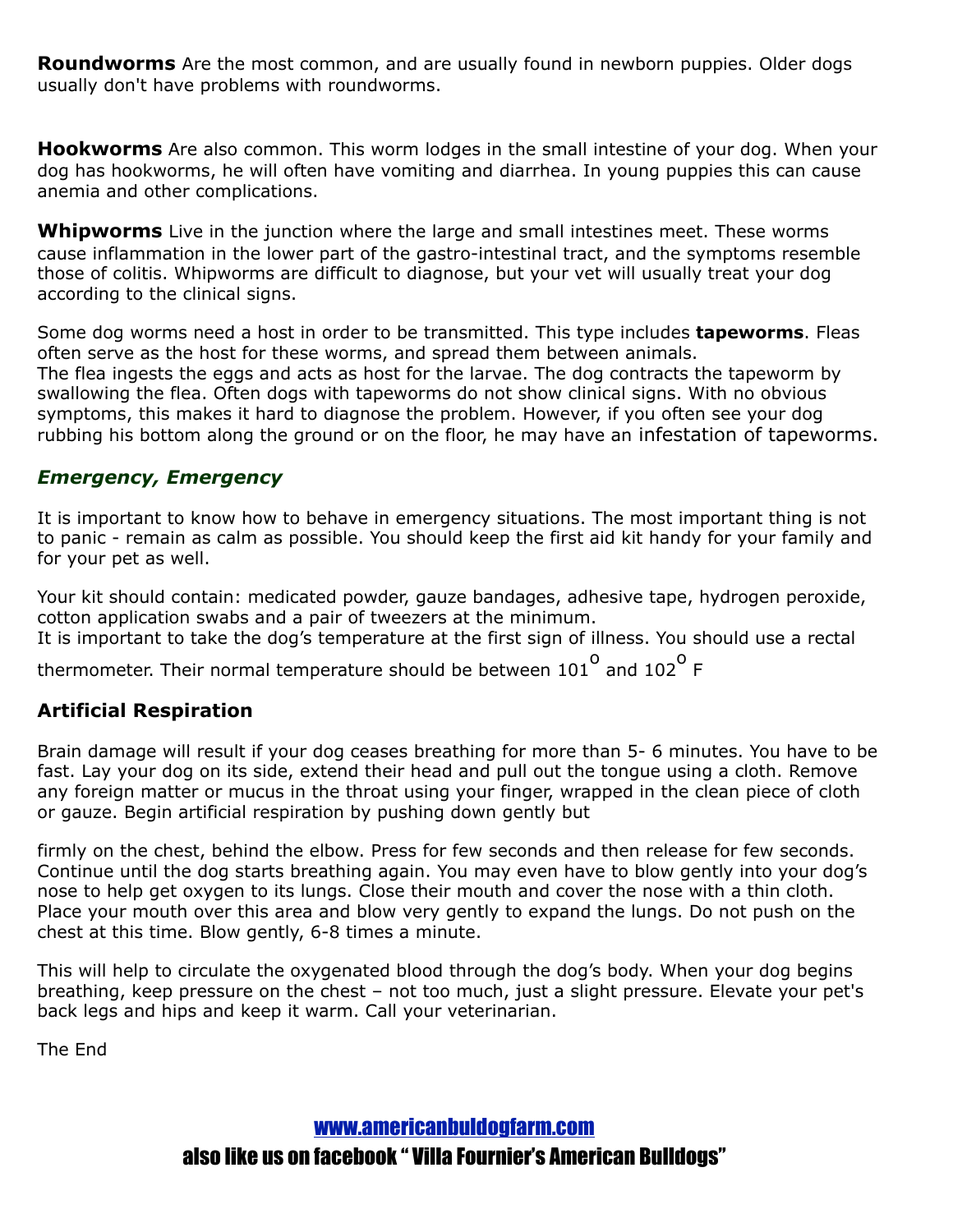**Roundworms** Are the most common, and are usually found in newborn puppies. Older dogs usually don't have problems with roundworms.

**Hookworms** Are also common. This worm lodges in the small intestine of your dog. When your dog has hookworms, he will often have vomiting and diarrhea. In young puppies this can cause anemia and other complications.

**Whipworms** Live in the junction where the large and small intestines meet. These worms cause inflammation in the lower part of the gastro-intestinal tract, and the symptoms resemble those of colitis. Whipworms are difficult to diagnose, but your vet will usually treat your dog according to the clinical signs.

Some dog worms need a host in order to be transmitted. This type includes **tapeworms**. Fleas often serve as the host for these worms, and spread them between animals.
The flea ingests the eggs and acts as host for the larvae. The dog contracts the tapeworm by swallowing the flea. Often dogs with tapeworms do not show clinical signs. With no obvious symptoms, this makes it hard to diagnose the problem. However, if you often see your dog rubbing his bottom along the ground or on the floor, he may have an infestation of tapeworms.

## *Emergency, Emergency*

It is important to know how to behave in emergency situations. The most important thing is not to panic - remain as calm as possible. You should keep the first aid kit handy for your family and for your pet as well.

Your kit should contain: medicated powder, gauze bandages, adhesive tape, hydrogen peroxide, cotton application swabs and a pair of tweezers at the minimum.
It is important to take the dog's temperature at the first sign of illness. You should use a rectal thermometer. Their normal temperature should be between $101^o$ and $102^o$ F

## Artificial Respiration

Brain damage will result if your dog ceases breathing for more than 5- 6 minutes. You have to be fast. Lay your dog on its side, extend their head and pull out the tongue using a cloth. Remove any foreign matter or mucus in the throat using your finger, wrapped in the clean piece of cloth or gauze. Begin artificial respiration by pushing down gently but firmly on the chest, behind the elbow. Press for few seconds and then release for few seconds. Continue until the dog starts breathing again. You may even have to blow gently into your dog's nose to help get oxygen to its lungs. Close their mouth and cover the nose with a thin cloth. Place your mouth over this area and blow very gently to expand the lungs. Do not push on the chest at this time. Blow gently, 6-8 times a minute.

This will help to circulate the oxygenated blood through the dog's body. When your dog begins breathing, keep pressure on the chest – not too much, just a slight pressure. Elevate your pet's back legs and hips and keep it warm. Call your veterinarian.

The End

[www.americanbuldogfarm.com](http://www.americanbuldogfarm.com)

also like us on facebook " Villa Fournier's American Bulldogs"